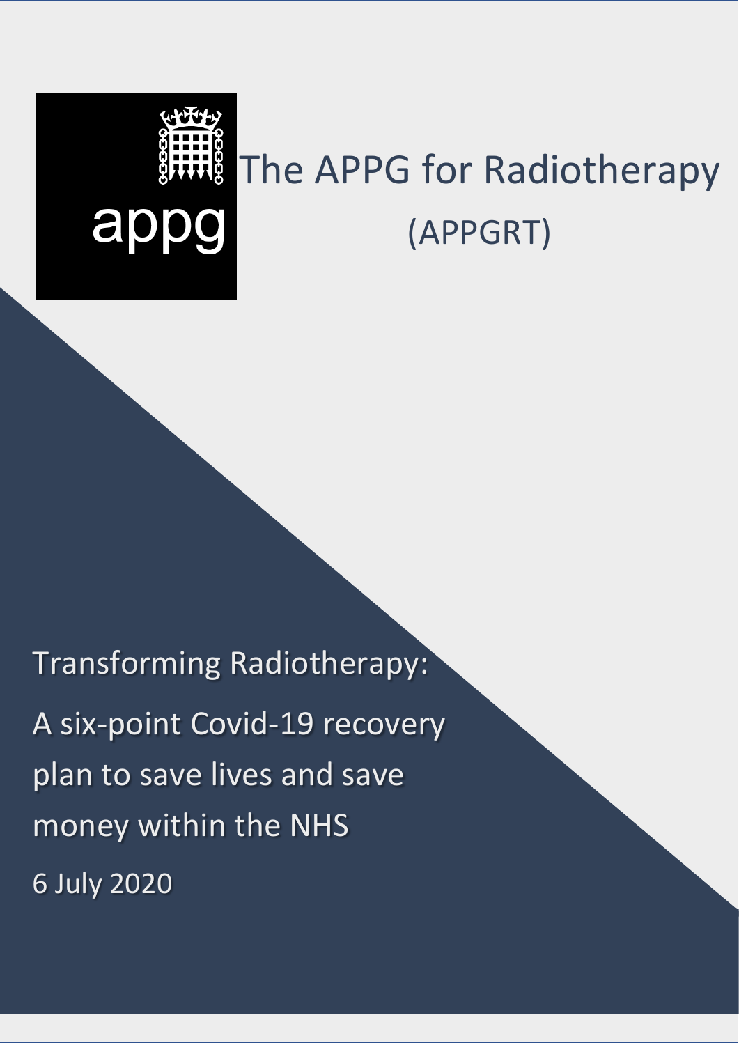appg

# The APPG for Radiotherapy (APPGRT)

## Transforming Radiotherapy: A six-point Covid-19 recovery plan to save lives and save money within the NHS

6 July 2020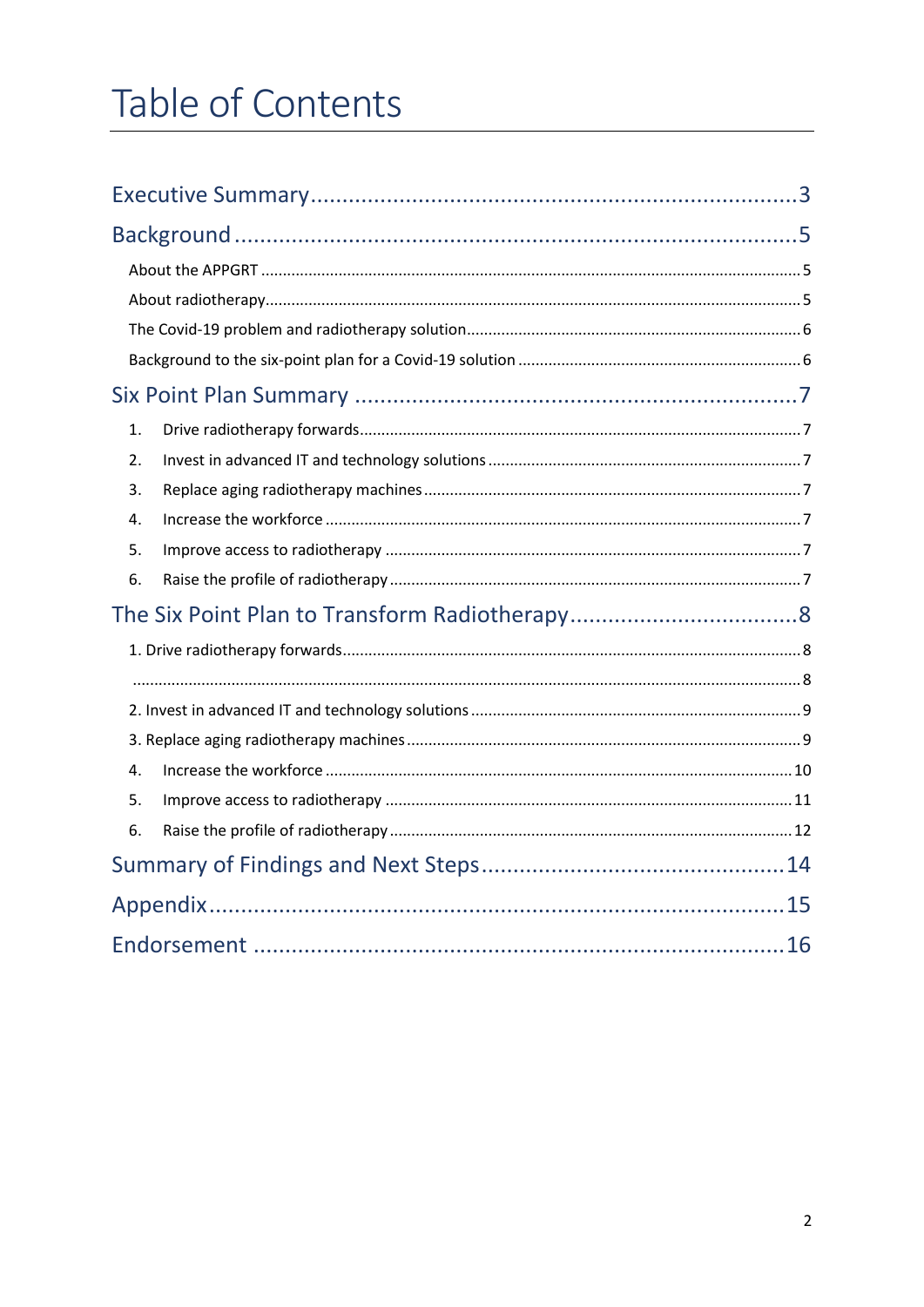# Table of Contents

Executive Summary ... 3

Background ... 5

- About the APPGRT ... 5
- About radiotherapy ... 5
- The Covid-19 problem and radiotherapy solution ... 6
- Background to the six-point plan for a Covid-19 solution ... 6

Six Point Plan Summary ... 7

1. Drive radiotherapy forwards ... 7
2. Invest in advanced IT and technology solutions ... 7
3. Replace aging radiotherapy machines ... 7
4. Increase the workforce ... 7
5. Improve access to radiotherapy ... 7
6. Raise the profile of radiotherapy ... 7

The Six Point Plan to Transform Radiotherapy ... 8

- 1. Drive radiotherapy forwards ... 8
- ... 8
- 2. Invest in advanced IT and technology solutions ... 9
- 3. Replace aging radiotherapy machines ... 9
- 4. Increase the workforce ... 10
- 5. Improve access to radiotherapy ... 11
- 6. Raise the profile of radiotherapy ... 12

Summary of Findings and Next Steps ... 14

Appendix ... 15

Endorsement ... 16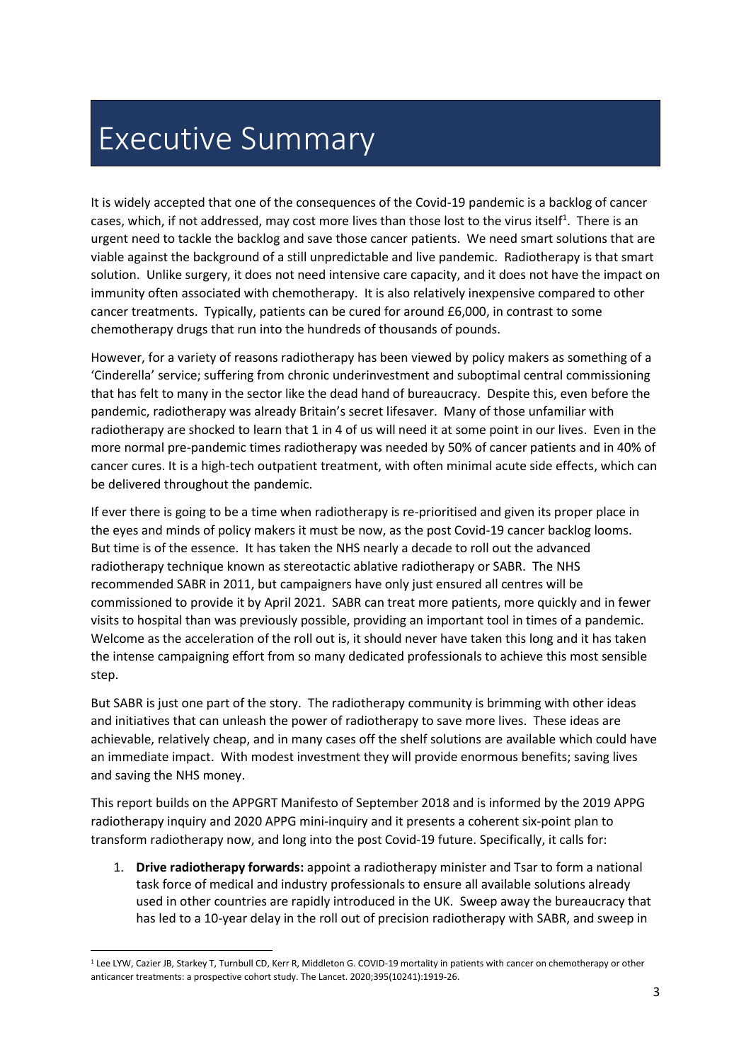# Executive Summary

It is widely accepted that one of the consequences of the Covid-19 pandemic is a backlog of cancer cases, which, if not addressed, may cost more lives than those lost to the virus itself[1]. There is an urgent need to tackle the backlog and save those cancer patients. We need smart solutions that are viable against the background of a still unpredictable and live pandemic. Radiotherapy is that smart solution. Unlike surgery, it does not need intensive care capacity, and it does not have the impact on immunity often associated with chemotherapy. It is also relatively inexpensive compared to other cancer treatments. Typically, patients can be cured for around £6,000, in contrast to some chemotherapy drugs that run into the hundreds of thousands of pounds.

However, for a variety of reasons radiotherapy has been viewed by policy makers as something of a 'Cinderella' service; suffering from chronic underinvestment and suboptimal central commissioning that has felt to many in the sector like the dead hand of bureaucracy. Despite this, even before the pandemic, radiotherapy was already Britain's secret lifesaver. Many of those unfamiliar with radiotherapy are shocked to learn that 1 in 4 of us will need it at some point in our lives. Even in the more normal pre-pandemic times radiotherapy was needed by 50% of cancer patients and in 40% of cancer cures. It is a high-tech outpatient treatment, with often minimal acute side effects, which can be delivered throughout the pandemic.

If ever there is going to be a time when radiotherapy is re-prioritised and given its proper place in the eyes and minds of policy makers it must be now, as the post Covid-19 cancer backlog looms. But time is of the essence. It has taken the NHS nearly a decade to roll out the advanced radiotherapy technique known as stereotactic ablative radiotherapy or SABR. The NHS recommended SABR in 2011, but campaigners have only just ensured all centres will be commissioned to provide it by April 2021. SABR can treat more patients, more quickly and in fewer visits to hospital than was previously possible, providing an important tool in times of a pandemic. Welcome as the acceleration of the roll out is, it should never have taken this long and it has taken the intense campaigning effort from so many dedicated professionals to achieve this most sensible step.

But SABR is just one part of the story. The radiotherapy community is brimming with other ideas and initiatives that can unleash the power of radiotherapy to save more lives. These ideas are achievable, relatively cheap, and in many cases off the shelf solutions are available which could have an immediate impact. With modest investment they will provide enormous benefits; saving lives and saving the NHS money.

This report builds on the APPGRT Manifesto of September 2018 and is informed by the 2019 APPG radiotherapy inquiry and 2020 APPG mini-inquiry and it presents a coherent six-point plan to transform radiotherapy now, and long into the post Covid-19 future. Specifically, it calls for:

1. **Drive radiotherapy forwards:** appoint a radiotherapy minister and Tsar to form a national task force of medical and industry professionals to ensure all available solutions already used in other countries are rapidly introduced in the UK. Sweep away the bureaucracy that has led to a 10-year delay in the roll out of precision radiotherapy with SABR, and sweep in

[1] Lee LYW, Cazier JB, Starkey T, Turnbull CD, Kerr R, Middleton G. COVID-19 mortality in patients with cancer on chemotherapy or other anticancer treatments: a prospective cohort study. The Lancet. 2020;395(10241):1919-26.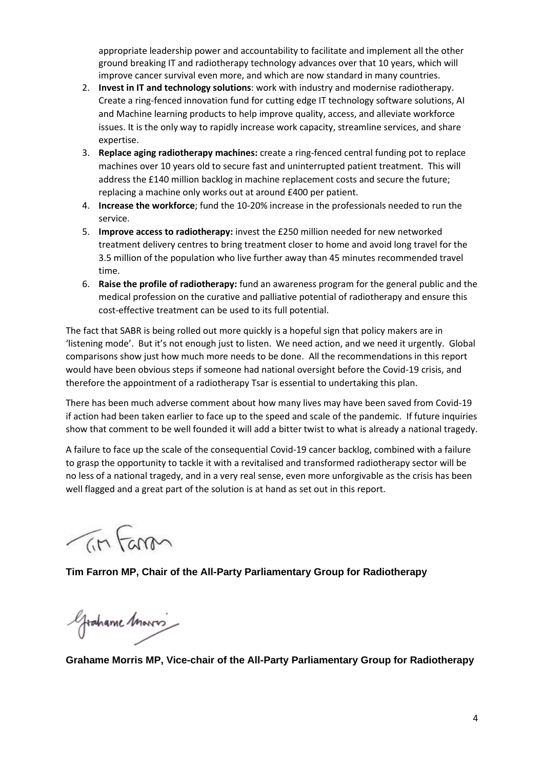appropriate leadership power and accountability to facilitate and implement all the other ground breaking IT and radiotherapy technology advances over that 10 years, which will improve cancer survival even more, and which are now standard in many countries.

2. **Invest in IT and technology solutions**: work with industry and modernise radiotherapy. Create a ring-fenced innovation fund for cutting edge IT technology software solutions, AI and Machine learning products to help improve quality, access, and alleviate workforce issues. It is the only way to rapidly increase work capacity, streamline services, and share expertise.
3. **Replace aging radiotherapy machines:** create a ring-fenced central funding pot to replace machines over 10 years old to secure fast and uninterrupted patient treatment. This will address the £140 million backlog in machine replacement costs and secure the future; replacing a machine only works out at around £400 per patient.
4. **Increase the workforce**; fund the 10-20% increase in the professionals needed to run the service.
5. **Improve access to radiotherapy:** invest the £250 million needed for new networked treatment delivery centres to bring treatment closer to home and avoid long travel for the 3.5 million of the population who live further away than 45 minutes recommended travel time.
6. **Raise the profile of radiotherapy:** fund an awareness program for the general public and the medical profession on the curative and palliative potential of radiotherapy and ensure this cost-effective treatment can be used to its full potential.

The fact that SABR is being rolled out more quickly is a hopeful sign that policy makers are in 'listening mode'. But it's not enough just to listen. We need action, and we need it urgently. Global comparisons show just how much more needs to be done. All the recommendations in this report would have been obvious steps if someone had national oversight before the Covid-19 crisis, and therefore the appointment of a radiotherapy Tsar is essential to undertaking this plan.

There has been much adverse comment about how many lives may have been saved from Covid-19 if action had been taken earlier to face up to the speed and scale of the pandemic. If future inquiries show that comment to be well founded it will add a bitter twist to what is already a national tragedy.

A failure to face up the scale of the consequential Covid-19 cancer backlog, combined with a failure to grasp the opportunity to tackle it with a revitalised and transformed radiotherapy sector will be no less of a national tragedy, and in a very real sense, even more unforgivable as the crisis has been well flagged and a great part of the solution is at hand as set out in this report.

**Tim Farron MP, Chair of the All-Party Parliamentary Group for Radiotherapy**

**Grahame Morris MP, Vice-chair of the All-Party Parliamentary Group for Radiotherapy**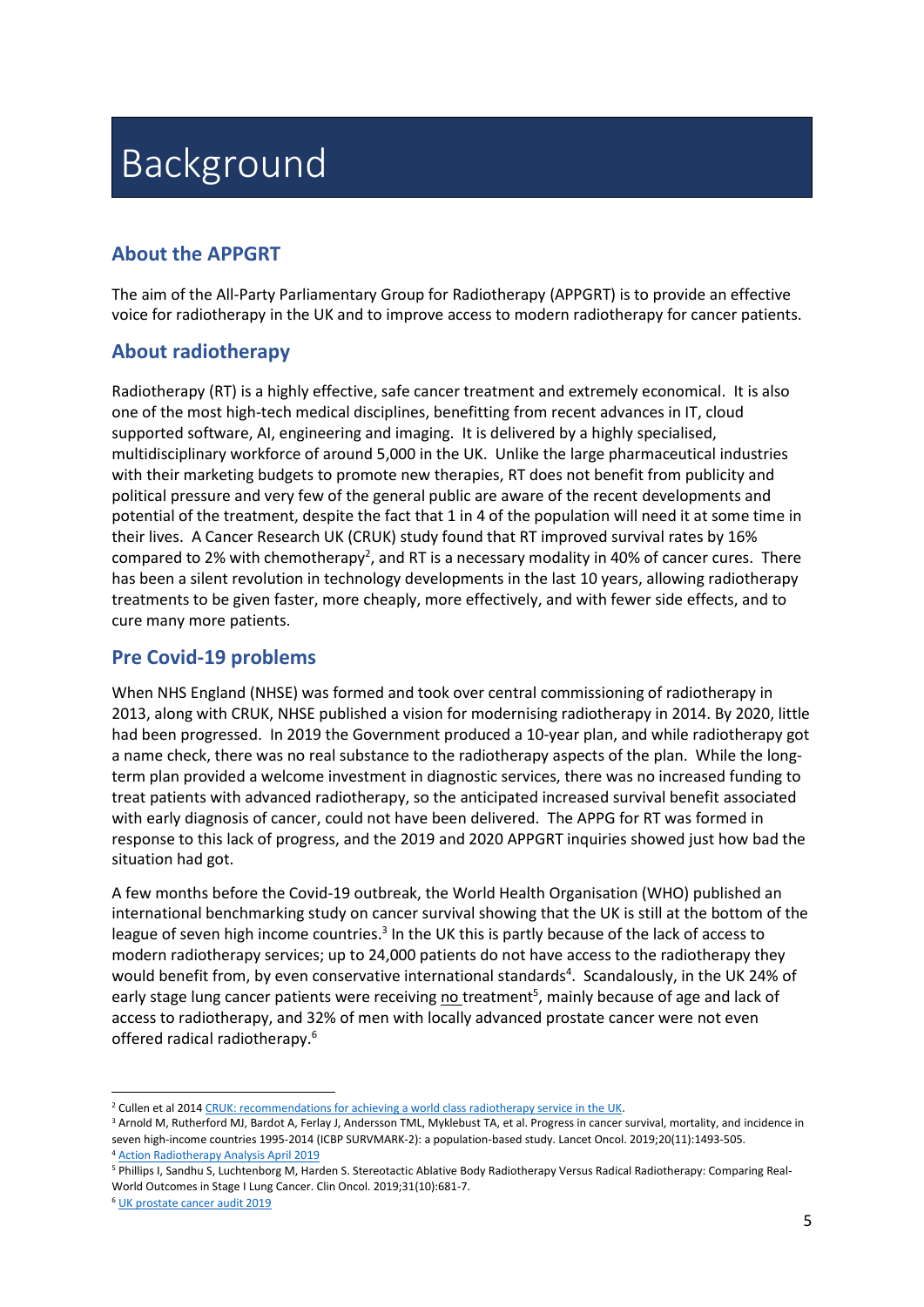# Background

## About the APPGRT

The aim of the All-Party Parliamentary Group for Radiotherapy (APPGRT) is to provide an effective voice for radiotherapy in the UK and to improve access to modern radiotherapy for cancer patients.

## About radiotherapy

Radiotherapy (RT) is a highly effective, safe cancer treatment and extremely economical. It is also one of the most high-tech medical disciplines, benefitting from recent advances in IT, cloud supported software, AI, engineering and imaging. It is delivered by a highly specialised, multidisciplinary workforce of around 5,000 in the UK. Unlike the large pharmaceutical industries with their marketing budgets to promote new therapies, RT does not benefit from publicity and political pressure and very few of the general public are aware of the recent developments and potential of the treatment, despite the fact that 1 in 4 of the population will need it at some time in their lives. A Cancer Research UK (CRUK) study found that RT improved survival rates by 16% compared to 2% with chemotherapy[2], and RT is a necessary modality in 40% of cancer cures. There has been a silent revolution in technology developments in the last 10 years, allowing radiotherapy treatments to be given faster, more cheaply, more effectively, and with fewer side effects, and to cure many more patients.

## Pre Covid-19 problems

When NHS England (NHSE) was formed and took over central commissioning of radiotherapy in 2013, along with CRUK, NHSE published a vision for modernising radiotherapy in 2014. By 2020, little had been progressed. In 2019 the Government produced a 10-year plan, and while radiotherapy got a name check, there was no real substance to the radiotherapy aspects of the plan. While the long-term plan provided a welcome investment in diagnostic services, there was no increased funding to treat patients with advanced radiotherapy, so the anticipated increased survival benefit associated with early diagnosis of cancer, could not have been delivered. The APPG for RT was formed in response to this lack of progress, and the 2019 and 2020 APPGRT inquiries showed just how bad the situation had got.

A few months before the Covid-19 outbreak, the World Health Organisation (WHO) published an international benchmarking study on cancer survival showing that the UK is still at the bottom of the league of seven high income countries.[3] In the UK this is partly because of the lack of access to modern radiotherapy services; up to 24,000 patients do not have access to the radiotherapy they would benefit from, by even conservative international standards[4]. Scandalously, in the UK 24% of early stage lung cancer patients were receiving <u>no</u> treatment[5], mainly because of age and lack of access to radiotherapy, and 32% of men with locally advanced prostate cancer were not even offered radical radiotherapy.[6]

---

[2] Cullen et al 2014 CRUK: recommendations for achieving a world class radiotherapy service in the UK.

[3] Arnold M, Rutherford MJ, Bardot A, Ferlay J, Andersson TML, Myklebust TA, et al. Progress in cancer survival, mortality, and incidence in seven high-income countries 1995-2014 (ICBP SURVMARK-2): a population-based study. Lancet Oncol. 2019;20(11):1493-505.

[4] Action Radiotherapy Analysis April 2019

[5] Phillips I, Sandhu S, Luchtenborg M, Harden S. Stereotactic Ablative Body Radiotherapy Versus Radical Radiotherapy: Comparing Real-World Outcomes in Stage I Lung Cancer. Clin Oncol. 2019;31(10):681-7.

[6] UK prostate cancer audit 2019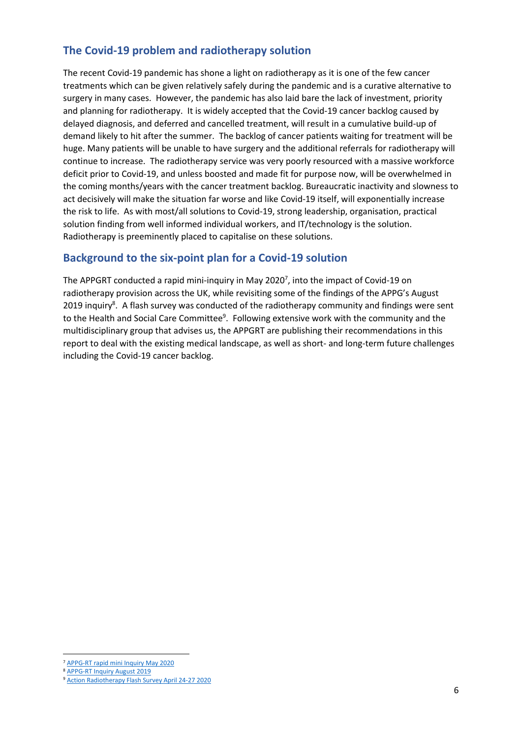## The Covid-19 problem and radiotherapy solution

The recent Covid-19 pandemic has shone a light on radiotherapy as it is one of the few cancer treatments which can be given relatively safely during the pandemic and is a curative alternative to surgery in many cases. However, the pandemic has also laid bare the lack of investment, priority and planning for radiotherapy. It is widely accepted that the Covid-19 cancer backlog caused by delayed diagnosis, and deferred and cancelled treatment, will result in a cumulative build-up of demand likely to hit after the summer. The backlog of cancer patients waiting for treatment will be huge. Many patients will be unable to have surgery and the additional referrals for radiotherapy will continue to increase. The radiotherapy service was very poorly resourced with a massive workforce deficit prior to Covid-19, and unless boosted and made fit for purpose now, will be overwhelmed in the coming months/years with the cancer treatment backlog. Bureaucratic inactivity and slowness to act decisively will make the situation far worse and like Covid-19 itself, will exponentially increase the risk to life. As with most/all solutions to Covid-19, strong leadership, organisation, practical solution finding from well informed individual workers, and IT/technology is the solution. Radiotherapy is preeminently placed to capitalise on these solutions.

## Background to the six-point plan for a Covid-19 solution

The APPGRT conducted a rapid mini-inquiry in May 2020[7], into the impact of Covid-19 on radiotherapy provision across the UK, while revisiting some of the findings of the APPG's August 2019 inquiry[8]. A flash survey was conducted of the radiotherapy community and findings were sent to the Health and Social Care Committee[9]. Following extensive work with the community and the multidisciplinary group that advises us, the APPGRT are publishing their recommendations in this report to deal with the existing medical landscape, as well as short- and long-term future challenges including the Covid-19 cancer backlog.

---

[7] APPG-RT rapid mini Inquiry May 2020

[8] APPG-RT Inquiry August 2019

[9] Action Radiotherapy Flash Survey April 24-27 2020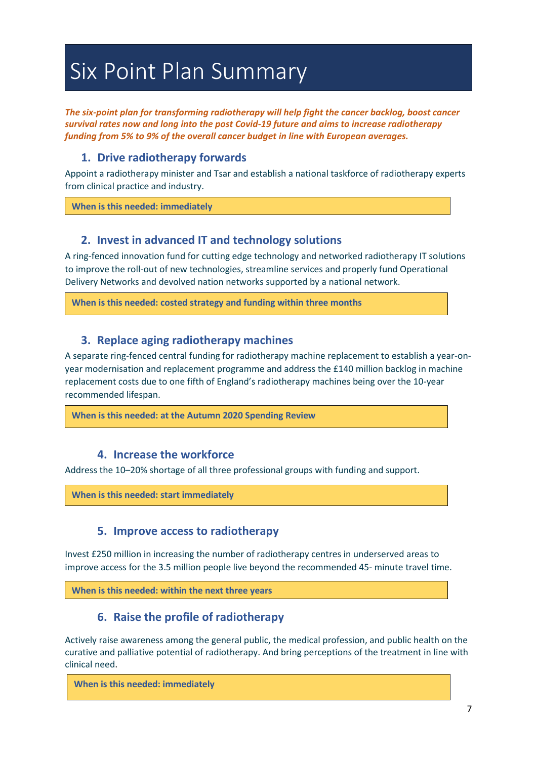# Six Point Plan Summary

***The six-point plan for transforming radiotherapy will help fight the cancer backlog, boost cancer survival rates now and long into the post Covid-19 future and aims to increase radiotherapy funding from 5% to 9% of the overall cancer budget in line with European averages.***

## 1. Drive radiotherapy forwards

Appoint a radiotherapy minister and Tsar and establish a national taskforce of radiotherapy experts from clinical practice and industry.

**When is this needed: immediately**

## 2. Invest in advanced IT and technology solutions

A ring-fenced innovation fund for cutting edge technology and networked radiotherapy IT solutions to improve the roll-out of new technologies, streamline services and properly fund Operational Delivery Networks and devolved nation networks supported by a national network.

**When is this needed: costed strategy and funding within three months**

## 3. Replace aging radiotherapy machines

A separate ring-fenced central funding for radiotherapy machine replacement to establish a year-on-year modernisation and replacement programme and address the £140 million backlog in machine replacement costs due to one fifth of England's radiotherapy machines being over the 10-year recommended lifespan.

**When is this needed: at the Autumn 2020 Spending Review**

## 4. Increase the workforce

Address the 10–20% shortage of all three professional groups with funding and support.

**When is this needed: start immediately**

## 5. Improve access to radiotherapy

Invest £250 million in increasing the number of radiotherapy centres in underserved areas to improve access for the 3.5 million people live beyond the recommended 45- minute travel time.

**When is this needed: within the next three years**

## 6. Raise the profile of radiotherapy

Actively raise awareness among the general public, the medical profession, and public health on the curative and palliative potential of radiotherapy. And bring perceptions of the treatment in line with clinical need.

**When is this needed: immediately**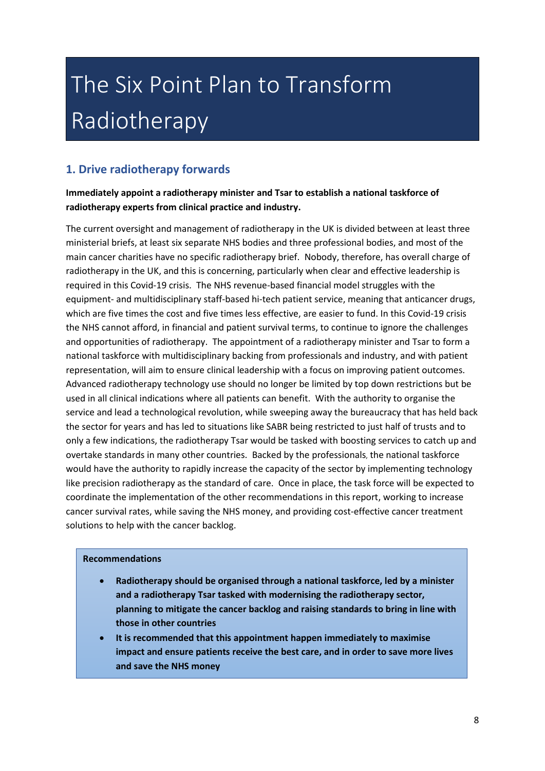# The Six Point Plan to Transform Radiotherapy

## 1. Drive radiotherapy forwards

**Immediately appoint a radiotherapy minister and Tsar to establish a national taskforce of radiotherapy experts from clinical practice and industry.**

The current oversight and management of radiotherapy in the UK is divided between at least three ministerial briefs, at least six separate NHS bodies and three professional bodies, and most of the main cancer charities have no specific radiotherapy brief. Nobody, therefore, has overall charge of radiotherapy in the UK, and this is concerning, particularly when clear and effective leadership is required in this Covid-19 crisis. The NHS revenue-based financial model struggles with the equipment- and multidisciplinary staff-based hi-tech patient service, meaning that anticancer drugs, which are five times the cost and five times less effective, are easier to fund. In this Covid-19 crisis the NHS cannot afford, in financial and patient survival terms, to continue to ignore the challenges and opportunities of radiotherapy. The appointment of a radiotherapy minister and Tsar to form a national taskforce with multidisciplinary backing from professionals and industry, and with patient representation, will aim to ensure clinical leadership with a focus on improving patient outcomes. Advanced radiotherapy technology use should no longer be limited by top down restrictions but be used in all clinical indications where all patients can benefit. With the authority to organise the service and lead a technological revolution, while sweeping away the bureaucracy that has held back the sector for years and has led to situations like SABR being restricted to just half of trusts and to only a few indications, the radiotherapy Tsar would be tasked with boosting services to catch up and overtake standards in many other countries. Backed by the professionals, the national taskforce would have the authority to rapidly increase the capacity of the sector by implementing technology like precision radiotherapy as the standard of care. Once in place, the task force will be expected to coordinate the implementation of the other recommendations in this report, working to increase cancer survival rates, while saving the NHS money, and providing cost-effective cancer treatment solutions to help with the cancer backlog.

**Recommendations**

- **Radiotherapy should be organised through a national taskforce, led by a minister and a radiotherapy Tsar tasked with modernising the radiotherapy sector, planning to mitigate the cancer backlog and raising standards to bring in line with those in other countries**
- **It is recommended that this appointment happen immediately to maximise impact and ensure patients receive the best care, and in order to save more lives and save the NHS money**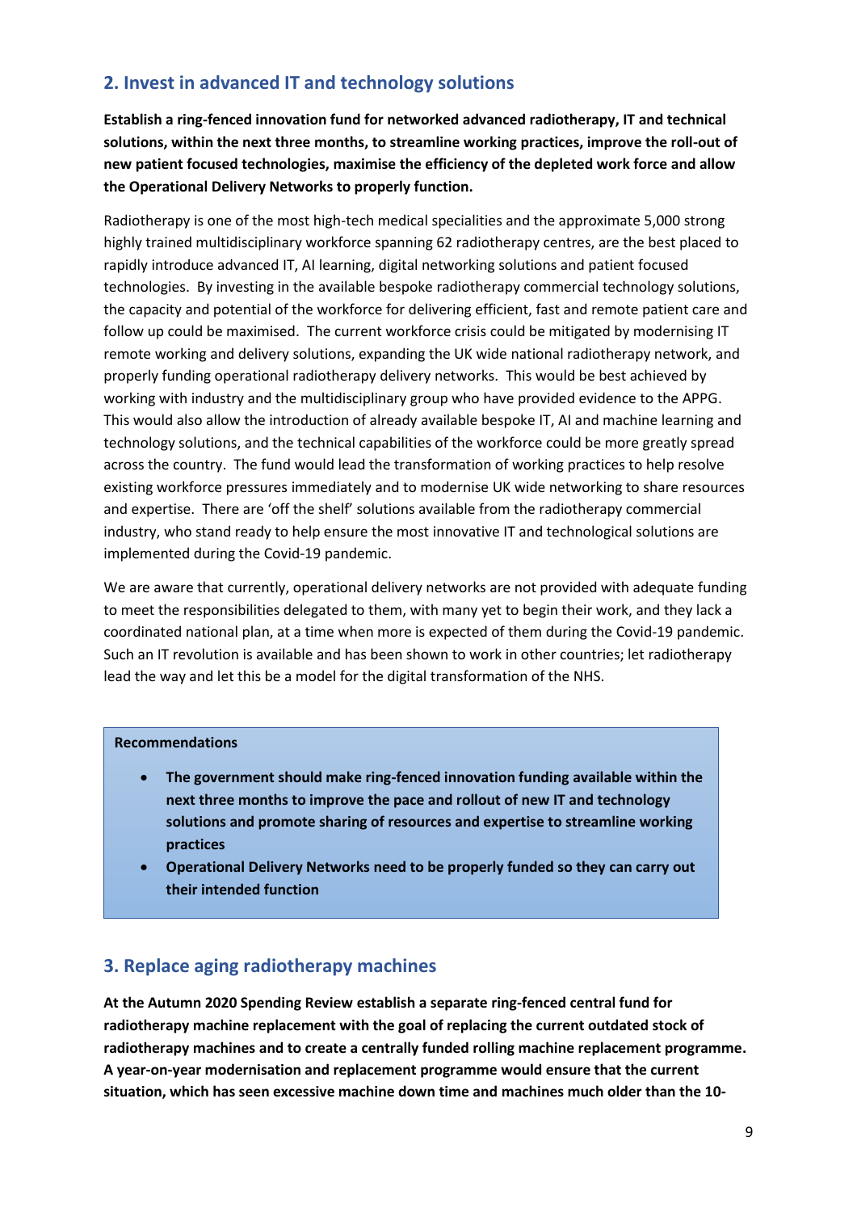## 2. Invest in advanced IT and technology solutions

**Establish a ring-fenced innovation fund for networked advanced radiotherapy, IT and technical solutions, within the next three months, to streamline working practices, improve the roll-out of new patient focused technologies, maximise the efficiency of the depleted work force and allow the Operational Delivery Networks to properly function.**

Radiotherapy is one of the most high-tech medical specialities and the approximate 5,000 strong highly trained multidisciplinary workforce spanning 62 radiotherapy centres, are the best placed to rapidly introduce advanced IT, AI learning, digital networking solutions and patient focused technologies. By investing in the available bespoke radiotherapy commercial technology solutions, the capacity and potential of the workforce for delivering efficient, fast and remote patient care and follow up could be maximised. The current workforce crisis could be mitigated by modernising IT remote working and delivery solutions, expanding the UK wide national radiotherapy network, and properly funding operational radiotherapy delivery networks. This would be best achieved by working with industry and the multidisciplinary group who have provided evidence to the APPG. This would also allow the introduction of already available bespoke IT, AI and machine learning and technology solutions, and the technical capabilities of the workforce could be more greatly spread across the country. The fund would lead the transformation of working practices to help resolve existing workforce pressures immediately and to modernise UK wide networking to share resources and expertise. There are 'off the shelf' solutions available from the radiotherapy commercial industry, who stand ready to help ensure the most innovative IT and technological solutions are implemented during the Covid-19 pandemic.

We are aware that currently, operational delivery networks are not provided with adequate funding to meet the responsibilities delegated to them, with many yet to begin their work, and they lack a coordinated national plan, at a time when more is expected of them during the Covid-19 pandemic. Such an IT revolution is available and has been shown to work in other countries; let radiotherapy lead the way and let this be a model for the digital transformation of the NHS.

**Recommendations**

- **The government should make ring-fenced innovation funding available within the next three months to improve the pace and rollout of new IT and technology solutions and promote sharing of resources and expertise to streamline working practices**
- **Operational Delivery Networks need to be properly funded so they can carry out their intended function**

## 3. Replace aging radiotherapy machines

**At the Autumn 2020 Spending Review establish a separate ring-fenced central fund for radiotherapy machine replacement with the goal of replacing the current outdated stock of radiotherapy machines and to create a centrally funded rolling machine replacement programme. A year-on-year modernisation and replacement programme would ensure that the current situation, which has seen excessive machine down time and machines much older than the 10-**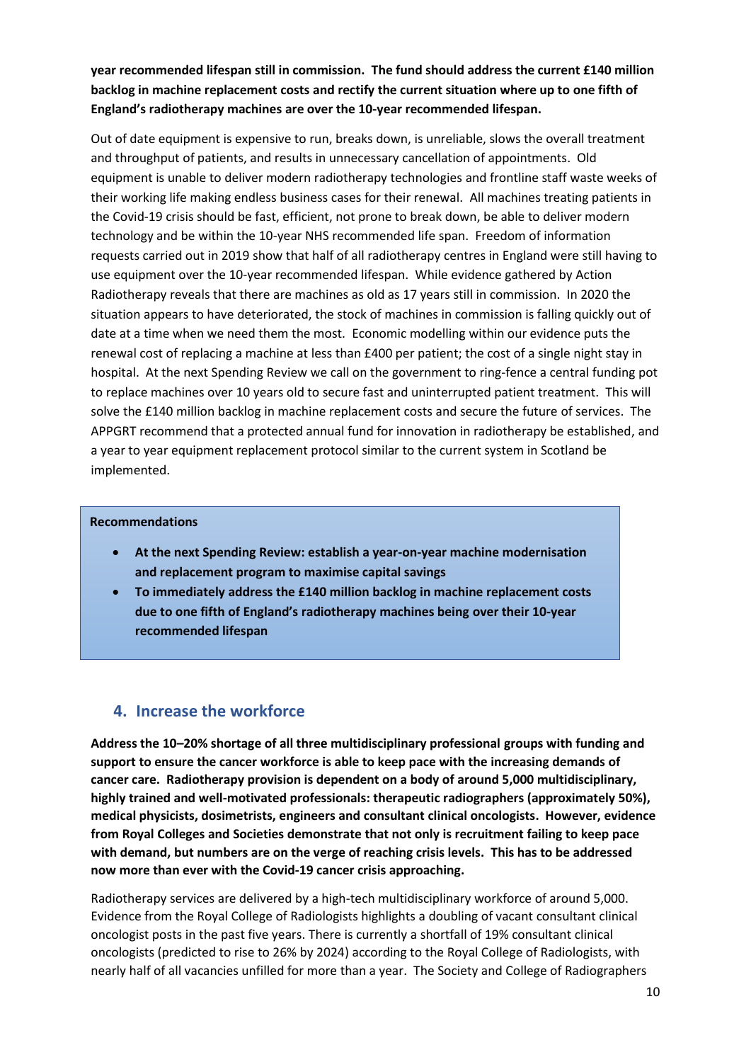**year recommended lifespan still in commission. The fund should address the current £140 million backlog in machine replacement costs and rectify the current situation where up to one fifth of England's radiotherapy machines are over the 10-year recommended lifespan.**

Out of date equipment is expensive to run, breaks down, is unreliable, slows the overall treatment and throughput of patients, and results in unnecessary cancellation of appointments. Old equipment is unable to deliver modern radiotherapy technologies and frontline staff waste weeks of their working life making endless business cases for their renewal. All machines treating patients in the Covid-19 crisis should be fast, efficient, not prone to break down, be able to deliver modern technology and be within the 10-year NHS recommended life span. Freedom of information requests carried out in 2019 show that half of all radiotherapy centres in England were still having to use equipment over the 10-year recommended lifespan. While evidence gathered by Action Radiotherapy reveals that there are machines as old as 17 years still in commission. In 2020 the situation appears to have deteriorated, the stock of machines in commission is falling quickly out of date at a time when we need them the most. Economic modelling within our evidence puts the renewal cost of replacing a machine at less than £400 per patient; the cost of a single night stay in hospital. At the next Spending Review we call on the government to ring-fence a central funding pot to replace machines over 10 years old to secure fast and uninterrupted patient treatment. This will solve the £140 million backlog in machine replacement costs and secure the future of services. The APPGRT recommend that a protected annual fund for innovation in radiotherapy be established, and a year to year equipment replacement protocol similar to the current system in Scotland be implemented.

**Recommendations**

- **At the next Spending Review: establish a year-on-year machine modernisation and replacement program to maximise capital savings**
- **To immediately address the £140 million backlog in machine replacement costs due to one fifth of England's radiotherapy machines being over their 10-year recommended lifespan**

## 4. Increase the workforce

**Address the 10–20% shortage of all three multidisciplinary professional groups with funding and support to ensure the cancer workforce is able to keep pace with the increasing demands of cancer care. Radiotherapy provision is dependent on a body of around 5,000 multidisciplinary, highly trained and well-motivated professionals: therapeutic radiographers (approximately 50%), medical physicists, dosimetrists, engineers and consultant clinical oncologists. However, evidence from Royal Colleges and Societies demonstrate that not only is recruitment failing to keep pace with demand, but numbers are on the verge of reaching crisis levels. This has to be addressed now more than ever with the Covid-19 cancer crisis approaching.**

Radiotherapy services are delivered by a high-tech multidisciplinary workforce of around 5,000. Evidence from the Royal College of Radiologists highlights a doubling of vacant consultant clinical oncologist posts in the past five years. There is currently a shortfall of 19% consultant clinical oncologists (predicted to rise to 26% by 2024) according to the Royal College of Radiologists, with nearly half of all vacancies unfilled for more than a year. The Society and College of Radiographers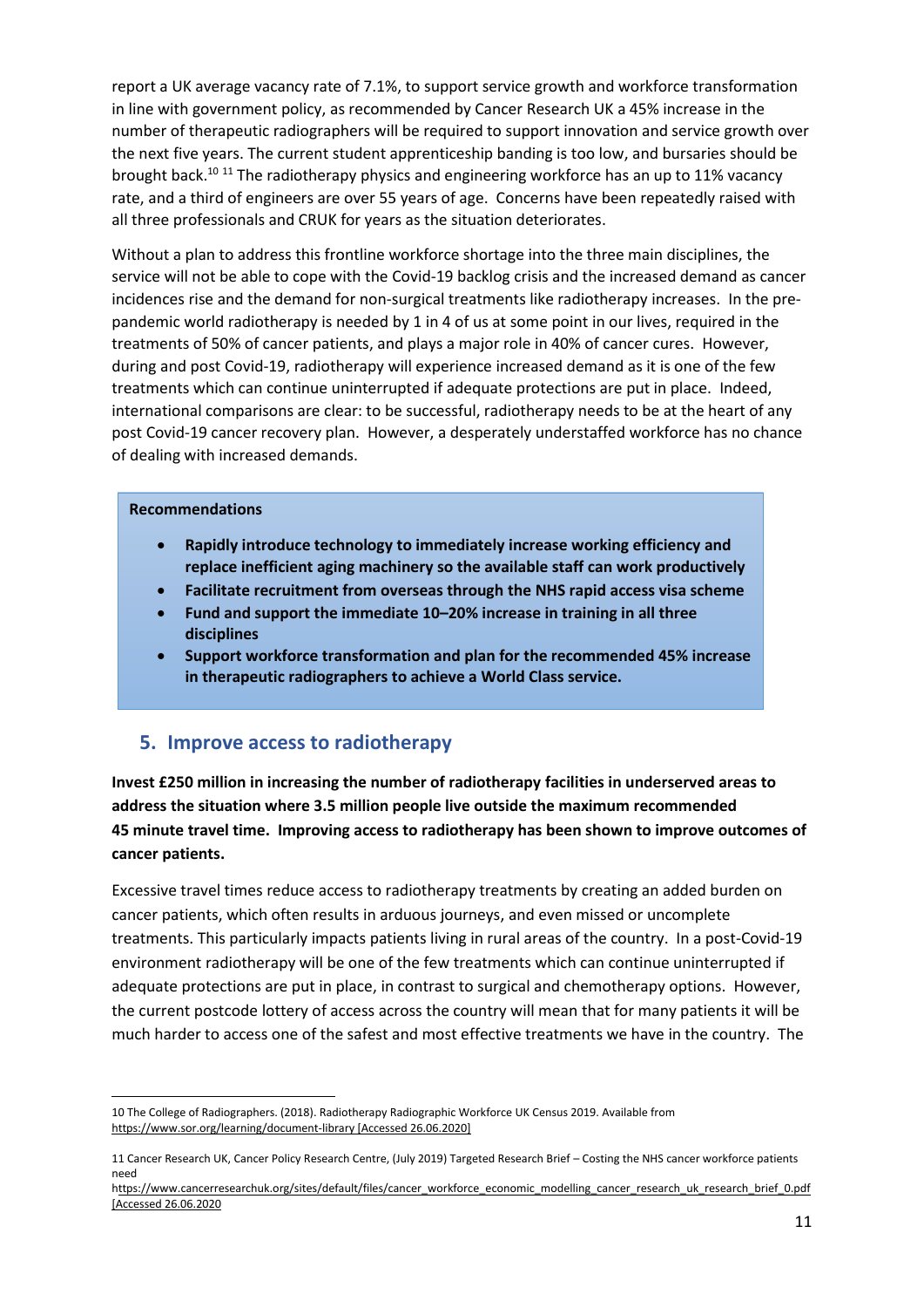report a UK average vacancy rate of 7.1%, to support service growth and workforce transformation in line with government policy, as recommended by Cancer Research UK a 45% increase in the number of therapeutic radiographers will be required to support innovation and service growth over the next five years. The current student apprenticeship banding is too low, and bursaries should be brought back.[10] [11] The radiotherapy physics and engineering workforce has an up to 11% vacancy rate, and a third of engineers are over 55 years of age. Concerns have been repeatedly raised with all three professionals and CRUK for years as the situation deteriorates.

Without a plan to address this frontline workforce shortage into the three main disciplines, the service will not be able to cope with the Covid-19 backlog crisis and the increased demand as cancer incidences rise and the demand for non-surgical treatments like radiotherapy increases. In the pre-pandemic world radiotherapy is needed by 1 in 4 of us at some point in our lives, required in the treatments of 50% of cancer patients, and plays a major role in 40% of cancer cures. However, during and post Covid-19, radiotherapy will experience increased demand as it is one of the few treatments which can continue uninterrupted if adequate protections are put in place. Indeed, international comparisons are clear: to be successful, radiotherapy needs to be at the heart of any post Covid-19 cancer recovery plan. However, a desperately understaffed workforce has no chance of dealing with increased demands.

**Recommendations**

- **Rapidly introduce technology to immediately increase working efficiency and replace inefficient aging machinery so the available staff can work productively**
- **Facilitate recruitment from overseas through the NHS rapid access visa scheme**
- **Fund and support the immediate 10–20% increase in training in all three disciplines**
- **Support workforce transformation and plan for the recommended 45% increase in therapeutic radiographers to achieve a World Class service.**

## 5. Improve access to radiotherapy

**Invest £250 million in increasing the number of radiotherapy facilities in underserved areas to address the situation where 3.5 million people live outside the maximum recommended 45 minute travel time. Improving access to radiotherapy has been shown to improve outcomes of cancer patients.**

Excessive travel times reduce access to radiotherapy treatments by creating an added burden on cancer patients, which often results in arduous journeys, and even missed or uncomplete treatments. This particularly impacts patients living in rural areas of the country. In a post-Covid-19 environment radiotherapy will be one of the few treatments which can continue uninterrupted if adequate protections are put in place, in contrast to surgical and chemotherapy options. However, the current postcode lottery of access across the country will mean that for many patients it will be much harder to access one of the safest and most effective treatments we have in the country. The

---

10 The College of Radiographers. (2018). Radiotherapy Radiographic Workforce UK Census 2019. Available from https://www.sor.org/learning/document-library [Accessed 26.06.2020]

11 Cancer Research UK, Cancer Policy Research Centre, (July 2019) Targeted Research Brief – Costing the NHS cancer workforce patients need https://www.cancerresearchuk.org/sites/default/files/cancer_workforce_economic_modelling_cancer_research_uk_research_brief_0.pdf [Accessed 26.06.2020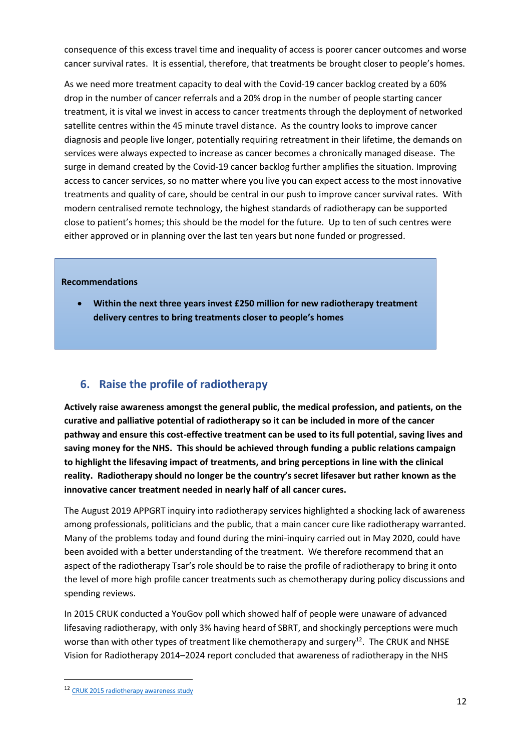consequence of this excess travel time and inequality of access is poorer cancer outcomes and worse cancer survival rates. It is essential, therefore, that treatments be brought closer to people's homes.

As we need more treatment capacity to deal with the Covid-19 cancer backlog created by a 60% drop in the number of cancer referrals and a 20% drop in the number of people starting cancer treatment, it is vital we invest in access to cancer treatments through the deployment of networked satellite centres within the 45 minute travel distance. As the country looks to improve cancer diagnosis and people live longer, potentially requiring retreatment in their lifetime, the demands on services were always expected to increase as cancer becomes a chronically managed disease. The surge in demand created by the Covid-19 cancer backlog further amplifies the situation. Improving access to cancer services, so no matter where you live you can expect access to the most innovative treatments and quality of care, should be central in our push to improve cancer survival rates. With modern centralised remote technology, the highest standards of radiotherapy can be supported close to patient's homes; this should be the model for the future. Up to ten of such centres were either approved or in planning over the last ten years but none funded or progressed.

**Recommendations**

- **Within the next three years invest £250 million for new radiotherapy treatment delivery centres to bring treatments closer to people's homes**

## 6. Raise the profile of radiotherapy

**Actively raise awareness amongst the general public, the medical profession, and patients, on the curative and palliative potential of radiotherapy so it can be included in more of the cancer pathway and ensure this cost-effective treatment can be used to its full potential, saving lives and saving money for the NHS. This should be achieved through funding a public relations campaign to highlight the lifesaving impact of treatments, and bring perceptions in line with the clinical reality. Radiotherapy should no longer be the country's secret lifesaver but rather known as the innovative cancer treatment needed in nearly half of all cancer cures.**

The August 2019 APPGRT inquiry into radiotherapy services highlighted a shocking lack of awareness among professionals, politicians and the public, that a main cancer cure like radiotherapy warranted. Many of the problems today and found during the mini-inquiry carried out in May 2020, could have been avoided with a better understanding of the treatment. We therefore recommend that an aspect of the radiotherapy Tsar's role should be to raise the profile of radiotherapy to bring it onto the level of more high profile cancer treatments such as chemotherapy during policy discussions and spending reviews.

In 2015 CRUK conducted a YouGov poll which showed half of people were unaware of advanced lifesaving radiotherapy, with only 3% having heard of SBRT, and shockingly perceptions were much worse than with other types of treatment like chemotherapy and surgery[12]. The CRUK and NHSE Vision for Radiotherapy 2014–2024 report concluded that awareness of radiotherapy in the NHS

[12] CRUK 2015 radiotherapy awareness study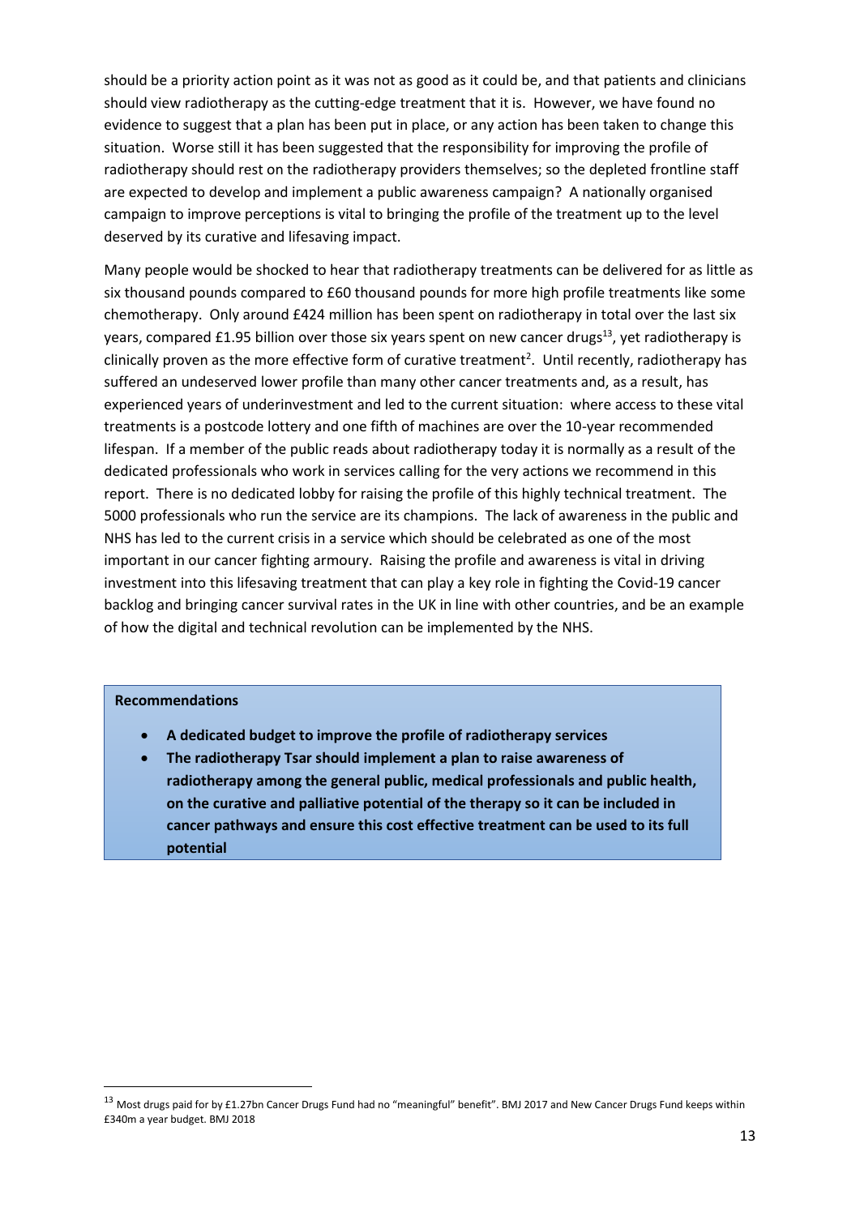should be a priority action point as it was not as good as it could be, and that patients and clinicians should view radiotherapy as the cutting-edge treatment that it is. However, we have found no evidence to suggest that a plan has been put in place, or any action has been taken to change this situation. Worse still it has been suggested that the responsibility for improving the profile of radiotherapy should rest on the radiotherapy providers themselves; so the depleted frontline staff are expected to develop and implement a public awareness campaign? A nationally organised campaign to improve perceptions is vital to bringing the profile of the treatment up to the level deserved by its curative and lifesaving impact.

Many people would be shocked to hear that radiotherapy treatments can be delivered for as little as six thousand pounds compared to £60 thousand pounds for more high profile treatments like some chemotherapy. Only around £424 million has been spent on radiotherapy in total over the last six years, compared £1.95 billion over those six years spent on new cancer drugs[13], yet radiotherapy is clinically proven as the more effective form of curative treatment[2]. Until recently, radiotherapy has suffered an undeserved lower profile than many other cancer treatments and, as a result, has experienced years of underinvestment and led to the current situation: where access to these vital treatments is a postcode lottery and one fifth of machines are over the 10-year recommended lifespan. If a member of the public reads about radiotherapy today it is normally as a result of the dedicated professionals who work in services calling for the very actions we recommend in this report. There is no dedicated lobby for raising the profile of this highly technical treatment. The 5000 professionals who run the service are its champions. The lack of awareness in the public and NHS has led to the current crisis in a service which should be celebrated as one of the most important in our cancer fighting armoury. Raising the profile and awareness is vital in driving investment into this lifesaving treatment that can play a key role in fighting the Covid-19 cancer backlog and bringing cancer survival rates in the UK in line with other countries, and be an example of how the digital and technical revolution can be implemented by the NHS.

**Recommendations**

- **A dedicated budget to improve the profile of radiotherapy services**
- **The radiotherapy Tsar should implement a plan to raise awareness of radiotherapy among the general public, medical professionals and public health, on the curative and palliative potential of the therapy so it can be included in cancer pathways and ensure this cost effective treatment can be used to its full potential**

[13] Most drugs paid for by £1.27bn Cancer Drugs Fund had no "meaningful" benefit". BMJ 2017 and New Cancer Drugs Fund keeps within £340m a year budget. BMJ 2018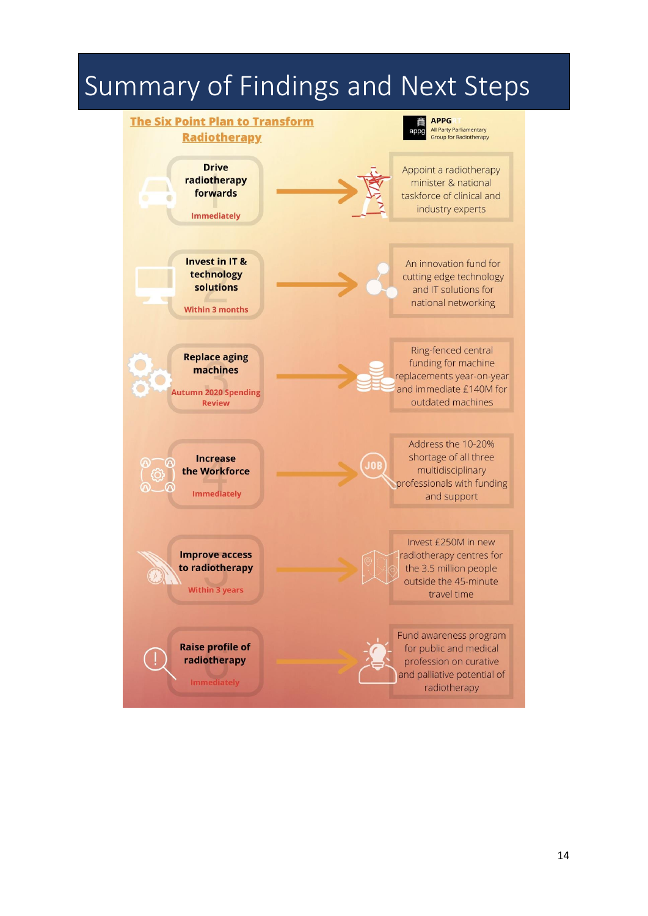# Summary of Findings and Next Steps

## The Six Point Plan to Transform Radiotherapy

APPG All Party Parliamentary Group for Radiotherapy

| | Action | Timing | Next Step |
|---|---|---|---|
| 1 | **Drive radiotherapy forwards** | Immediately | Appoint a radiotherapy minister & national taskforce of clinical and industry experts |
| 2 | **Invest in IT & technology solutions** | Within 3 months | An innovation fund for cutting edge technology and IT solutions for national networking |
| 3 | **Replace aging machines** | Autumn 2020 Spending Review | Ring-fenced central funding for machine replacements year-on-year and immediate £140M for outdated machines |
| 4 | **Increase the Workforce** | Immediately | Address the 10-20% shortage of all three multidisciplinary professionals with funding and support |
| 5 | **Improve access to radiotherapy** | Within 3 years | Invest £250M in new radiotherapy centres for the 3.5 million people outside the 45-minute travel time |
| 6 | **Raise profile of radiotherapy** | Immediately | Fund awareness program for public and medical profession on curative and palliative potential of radiotherapy |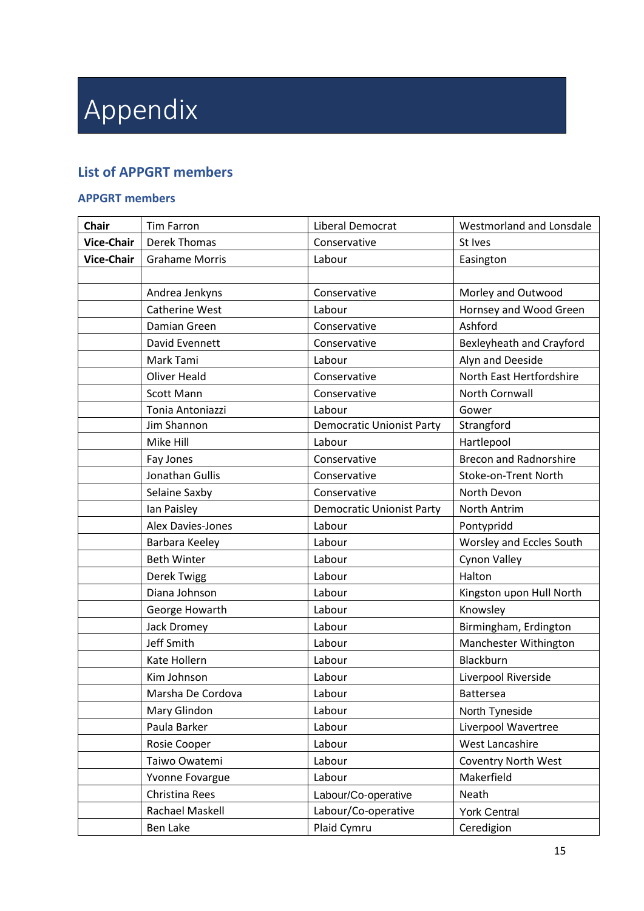# Appendix

## List of APPGRT members

### APPGRT members

| | | | |
|---|---|---|---|
| **Chair** | Tim Farron | Liberal Democrat | Westmorland and Lonsdale |
| **Vice-Chair** | Derek Thomas | Conservative | St Ives |
| **Vice-Chair** | Grahame Morris | Labour | Easington |
| | | | |
| | Andrea Jenkyns | Conservative | Morley and Outwood |
| | Catherine West | Labour | Hornsey and Wood Green |
| | Damian Green | Conservative | Ashford |
| | David Evennett | Conservative | Bexleyheath and Crayford |
| | Mark Tami | Labour | Alyn and Deeside |
| | Oliver Heald | Conservative | North East Hertfordshire |
| | Scott Mann | Conservative | North Cornwall |
| | Tonia Antoniazzi | Labour | Gower |
| | Jim Shannon | Democratic Unionist Party | Strangford |
| | Mike Hill | Labour | Hartlepool |
| | Fay Jones | Conservative | Brecon and Radnorshire |
| | Jonathan Gullis | Conservative | Stoke-on-Trent North |
| | Selaine Saxby | Conservative | North Devon |
| | Ian Paisley | Democratic Unionist Party | North Antrim |
| | Alex Davies-Jones | Labour | Pontypridd |
| | Barbara Keeley | Labour | Worsley and Eccles South |
| | Beth Winter | Labour | Cynon Valley |
| | Derek Twigg | Labour | Halton |
| | Diana Johnson | Labour | Kingston upon Hull North |
| | George Howarth | Labour | Knowsley |
| | Jack Dromey | Labour | Birmingham, Erdington |
| | Jeff Smith | Labour | Manchester Withington |
| | Kate Hollern | Labour | Blackburn |
| | Kim Johnson | Labour | Liverpool Riverside |
| | Marsha De Cordova | Labour | Battersea |
| | Mary Glindon | Labour | North Tyneside |
| | Paula Barker | Labour | Liverpool Wavertree |
| | Rosie Cooper | Labour | West Lancashire |
| | Taiwo Owatemi | Labour | Coventry North West |
| | Yvonne Fovargue | Labour | Makerfield |
| | Christina Rees | Labour/Co-operative | Neath |
| | Rachael Maskell | Labour/Co-operative | York Central |
| | Ben Lake | Plaid Cymru | Ceredigion |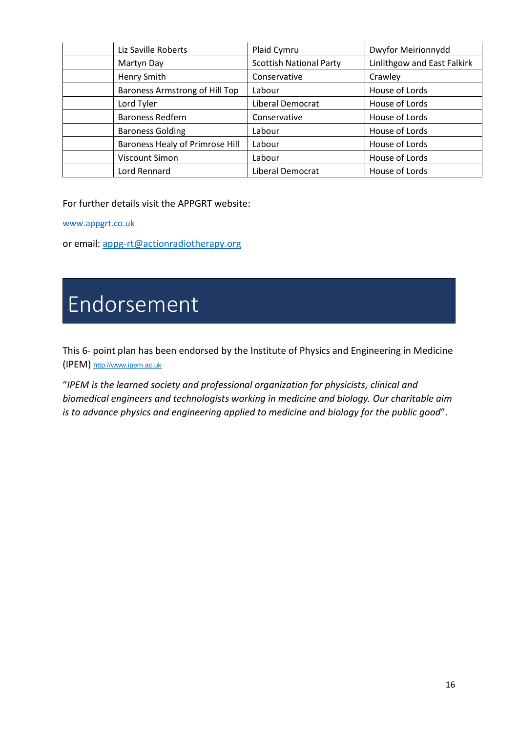| | | | |
|---|---|---|---|
| | Liz Saville Roberts | Plaid Cymru | Dwyfor Meirionnydd |
| | Martyn Day | Scottish National Party | Linlithgow and East Falkirk |
| | Henry Smith | Conservative | Crawley |
| | Baroness Armstrong of Hill Top | Labour | House of Lords |
| | Lord Tyler | Liberal Democrat | House of Lords |
| | Baroness Redfern | Conservative | House of Lords |
| | Baroness Golding | Labour | House of Lords |
| | Baroness Healy of Primrose Hill | Labour | House of Lords |
| | Viscount Simon | Labour | House of Lords |
| | Lord Rennard | Liberal Democrat | House of Lords |

For further details visit the APPGRT website:

www.appgrt.co.uk

or email: appg-rt@actionradiotherapy.org

# Endorsement

This 6- point plan has been endorsed by the Institute of Physics and Engineering in Medicine (IPEM) http://www.ipem.ac.uk

"*IPEM is the learned society and professional organization for physicists, clinical and biomedical engineers and technologists working in medicine and biology. Our charitable aim is to advance physics and engineering applied to medicine and biology for the public good*".